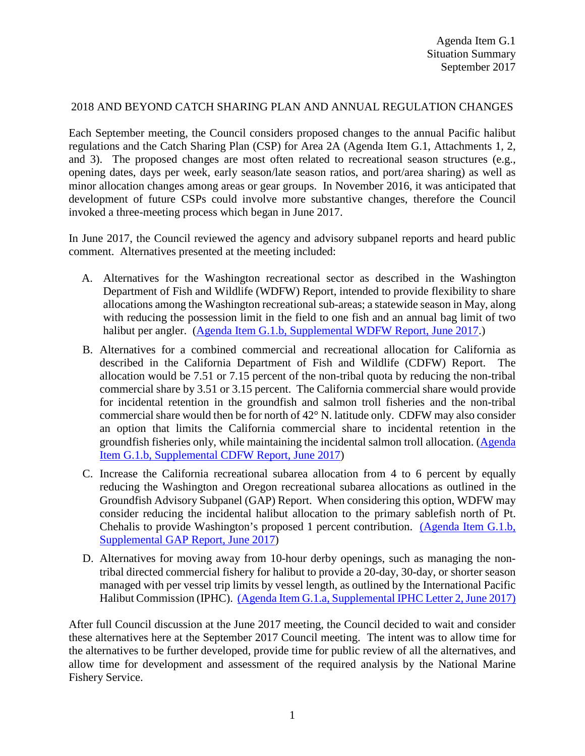Agenda Item G.1
Situation Summary
September 2017

## 2018 AND BEYOND CATCH SHARING PLAN AND ANNUAL REGULATION CHANGES

Each September meeting, the Council considers proposed changes to the annual Pacific halibut regulations and the Catch Sharing Plan (CSP) for Area 2A (Agenda Item G.1, Attachments 1, 2, and 3). The proposed changes are most often related to recreational season structures (e.g., opening dates, days per week, early season/late season ratios, and port/area sharing) as well as minor allocation changes among areas or gear groups. In November 2016, it was anticipated that development of future CSPs could involve more substantive changes, therefore the Council invoked a three-meeting process which began in June 2017.

In June 2017, the Council reviewed the agency and advisory subpanel reports and heard public comment. Alternatives presented at the meeting included:

A. Alternatives for the Washington recreational sector as described in the Washington Department of Fish and Wildlife (WDFW) Report, intended to provide flexibility to share allocations among the Washington recreational sub-areas; a statewide season in May, along with reducing the possession limit in the field to one fish and an annual bag limit of two halibut per angler. (Agenda Item G.1.b, Supplemental WDFW Report, June 2017.)

B. Alternatives for a combined commercial and recreational allocation for California as described in the California Department of Fish and Wildlife (CDFW) Report. The allocation would be 7.51 or 7.15 percent of the non-tribal quota by reducing the non-tribal commercial share by 3.51 or 3.15 percent. The California commercial share would provide for incidental retention in the groundfish and salmon troll fisheries and the non-tribal commercial share would then be for north of 42° N. latitude only. CDFW may also consider an option that limits the California commercial share to incidental retention in the groundfish fisheries only, while maintaining the incidental salmon troll allocation. (Agenda Item G.1.b, Supplemental CDFW Report, June 2017)

C. Increase the California recreational subarea allocation from 4 to 6 percent by equally reducing the Washington and Oregon recreational subarea allocations as outlined in the Groundfish Advisory Subpanel (GAP) Report. When considering this option, WDFW may consider reducing the incidental halibut allocation to the primary sablefish north of Pt. Chehalis to provide Washington's proposed 1 percent contribution. (Agenda Item G.1.b, Supplemental GAP Report, June 2017)

D. Alternatives for moving away from 10-hour derby openings, such as managing the non-tribal directed commercial fishery for halibut to provide a 20-day, 30-day, or shorter season managed with per vessel trip limits by vessel length, as outlined by the International Pacific Halibut Commission (IPHC). (Agenda Item G.1.a, Supplemental IPHC Letter 2, June 2017)

After full Council discussion at the June 2017 meeting, the Council decided to wait and consider these alternatives here at the September 2017 Council meeting. The intent was to allow time for the alternatives to be further developed, provide time for public review of all the alternatives, and allow time for development and assessment of the required analysis by the National Marine Fishery Service.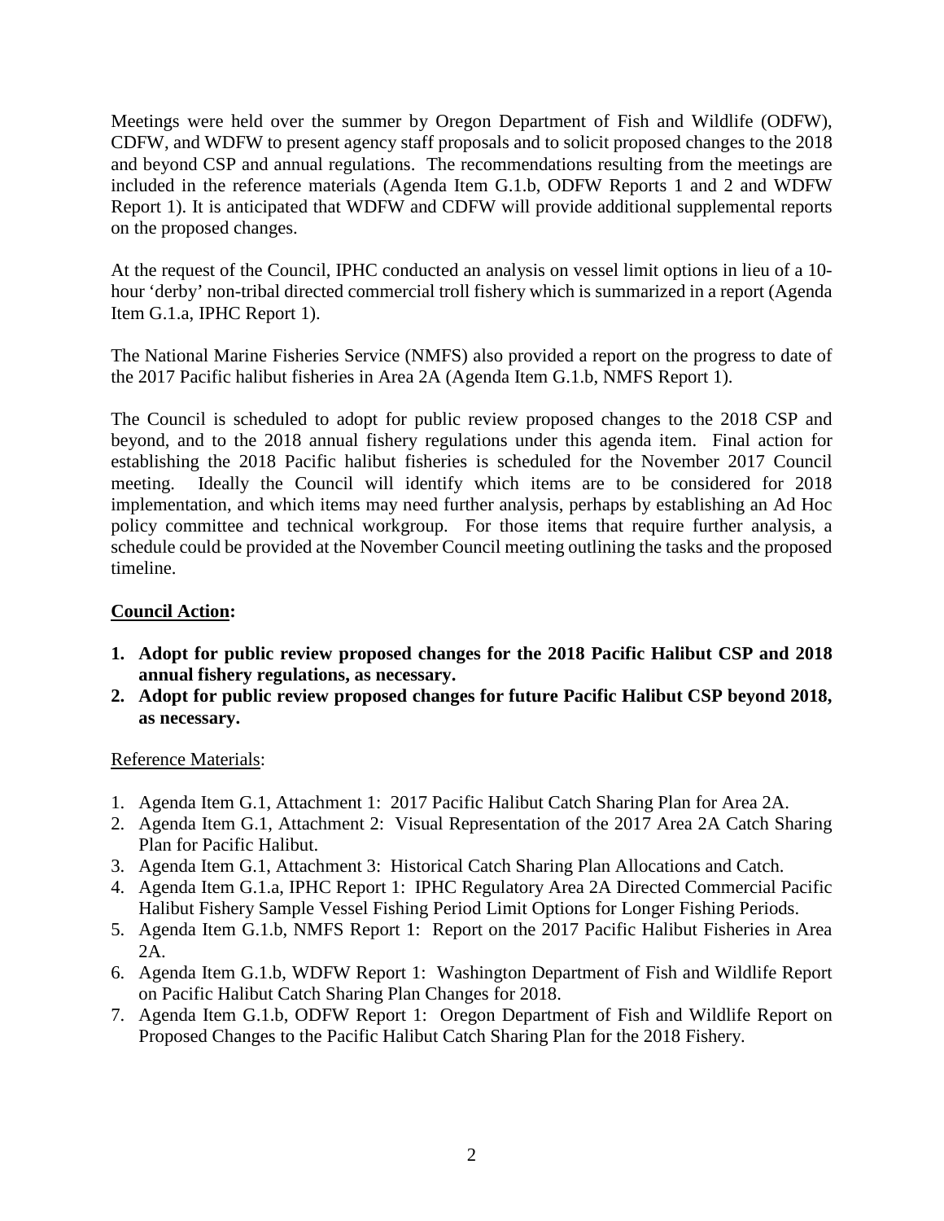Meetings were held over the summer by Oregon Department of Fish and Wildlife (ODFW), CDFW, and WDFW to present agency staff proposals and to solicit proposed changes to the 2018 and beyond CSP and annual regulations. The recommendations resulting from the meetings are included in the reference materials (Agenda Item G.1.b, ODFW Reports 1 and 2 and WDFW Report 1). It is anticipated that WDFW and CDFW will provide additional supplemental reports on the proposed changes.

At the request of the Council, IPHC conducted an analysis on vessel limit options in lieu of a 10-hour 'derby' non-tribal directed commercial troll fishery which is summarized in a report (Agenda Item G.1.a, IPHC Report 1).

The National Marine Fisheries Service (NMFS) also provided a report on the progress to date of the 2017 Pacific halibut fisheries in Area 2A (Agenda Item G.1.b, NMFS Report 1).

The Council is scheduled to adopt for public review proposed changes to the 2018 CSP and beyond, and to the 2018 annual fishery regulations under this agenda item. Final action for establishing the 2018 Pacific halibut fisheries is scheduled for the November 2017 Council meeting. Ideally the Council will identify which items are to be considered for 2018 implementation, and which items may need further analysis, perhaps by establishing an Ad Hoc policy committee and technical workgroup. For those items that require further analysis, a schedule could be provided at the November Council meeting outlining the tasks and the proposed timeline.

**Council Action:**

1. **Adopt for public review proposed changes for the 2018 Pacific Halibut CSP and 2018 annual fishery regulations, as necessary.**
2. **Adopt for public review proposed changes for future Pacific Halibut CSP beyond 2018, as necessary.**

Reference Materials:

1. Agenda Item G.1, Attachment 1: 2017 Pacific Halibut Catch Sharing Plan for Area 2A.
2. Agenda Item G.1, Attachment 2: Visual Representation of the 2017 Area 2A Catch Sharing Plan for Pacific Halibut.
3. Agenda Item G.1, Attachment 3: Historical Catch Sharing Plan Allocations and Catch.
4. Agenda Item G.1.a, IPHC Report 1: IPHC Regulatory Area 2A Directed Commercial Pacific Halibut Fishery Sample Vessel Fishing Period Limit Options for Longer Fishing Periods.
5. Agenda Item G.1.b, NMFS Report 1: Report on the 2017 Pacific Halibut Fisheries in Area 2A.
6. Agenda Item G.1.b, WDFW Report 1: Washington Department of Fish and Wildlife Report on Pacific Halibut Catch Sharing Plan Changes for 2018.
7. Agenda Item G.1.b, ODFW Report 1: Oregon Department of Fish and Wildlife Report on Proposed Changes to the Pacific Halibut Catch Sharing Plan for the 2018 Fishery.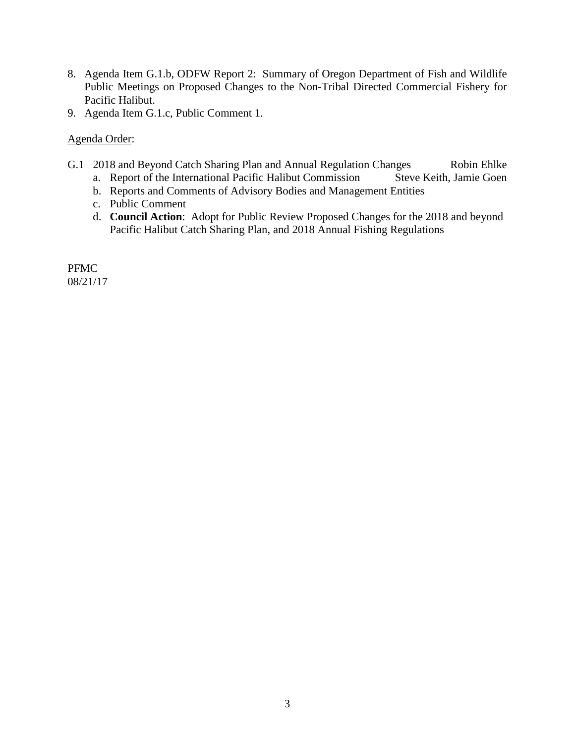8. Agenda Item G.1.b, ODFW Report 2: Summary of Oregon Department of Fish and Wildlife Public Meetings on Proposed Changes to the Non-Tribal Directed Commercial Fishery for Pacific Halibut.
9. Agenda Item G.1.c, Public Comment 1.

Agenda Order:

G.1 2018 and Beyond Catch Sharing Plan and Annual Regulation Changes — Robin Ehlke

- a. Report of the International Pacific Halibut Commission — Steve Keith, Jamie Goen
- b. Reports and Comments of Advisory Bodies and Management Entities
- c. Public Comment
- d. **Council Action**: Adopt for Public Review Proposed Changes for the 2018 and beyond Pacific Halibut Catch Sharing Plan, and 2018 Annual Fishing Regulations

PFMC
08/21/17